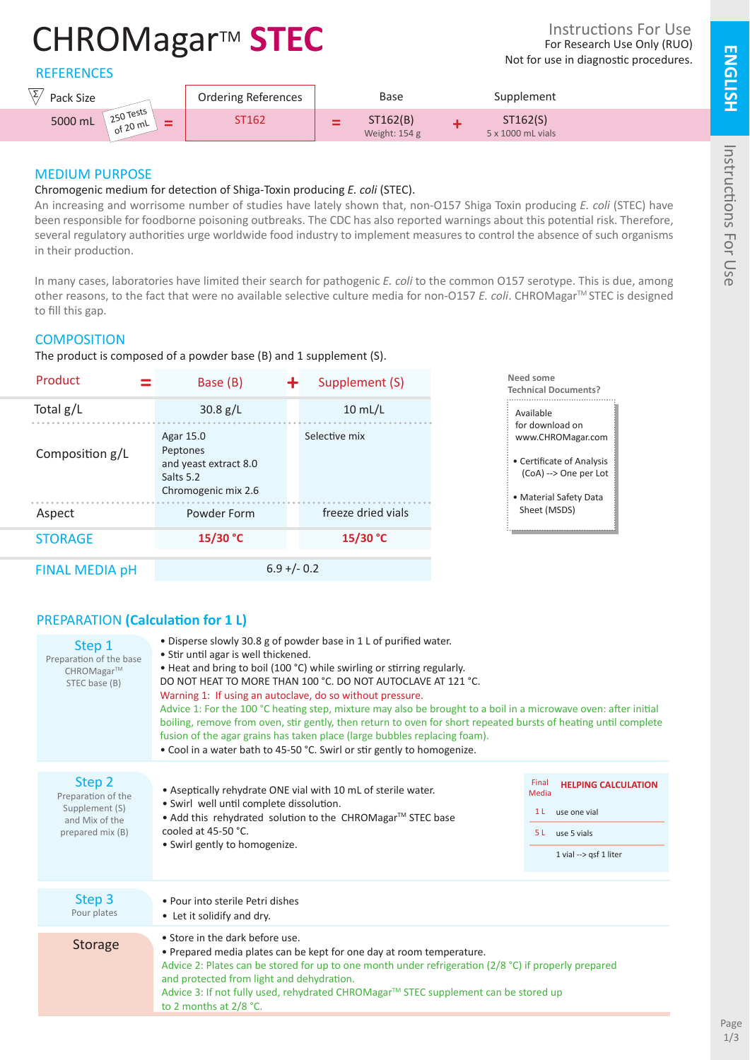# CHROMagar™ STEC

Instructions For Use
For Research Use Only (RUO)
Not for use in diagnostic procedures.

ENGLISH

## REFERENCES

| Pack Size | | Ordering References | | Base | | Supplement |
|---|---|---|---|---|---|---|
| 5000 mL | 250 Tests of 20 mL = | ST162 | = | ST162(B) Weight: 154 g | + | ST162(S) 5 x 1000 mL vials |

## MEDIUM PURPOSE

Chromogenic medium for detection of Shiga-Toxin producing *E. coli* (STEC).

An increasing and worrisome number of studies have lately shown that, non-O157 Shiga Toxin producing *E. coli* (STEC) have been responsible for foodborne poisoning outbreaks. The CDC has also reported warnings about this potential risk. Therefore, several regulatory authorities urge worldwide food industry to implement measures to control the absence of such organisms in their production.

In many cases, laboratories have limited their search for pathogenic *E. coli* to the common O157 serotype. This is due, among other reasons, to the fact that were no available selective culture media for non-O157 *E. coli*. CHROMagar™ STEC is designed to fill this gap.

## COMPOSITION

The product is composed of a powder base (B) and 1 supplement (S).

| Product = | Base (B) + | Supplement (S) |
|---|---|---|
| Total g/L | 30.8 g/L | 10 mL/L |
| Composition g/L | Agar 15.0<br>Peptones and yeast extract 8.0<br>Salts 5.2<br>Chromogenic mix 2.6 | Selective mix |
| Aspect | Powder Form | freeze dried vials |
| STORAGE | 15/30 °C | 15/30 °C |
| FINAL MEDIA pH | 6.9 +/- 0.2 | |

Need some Technical Documents?

Available for download on www.CHROMagar.com

- Certificate of Analysis (CoA) --> One per Lot
- Material Safety Data Sheet (MSDS)

## PREPARATION (Calculation for 1 L)

### Step 1
Preparation of the base CHROMagar™ STEC base (B)

- Disperse slowly 30.8 g of powder base in 1 L of purified water.
- Stir until agar is well thickened.
- Heat and bring to boil (100 °C) while swirling or stirring regularly.

DO NOT HEAT TO MORE THAN 100 °C. DO NOT AUTOCLAVE AT 121 °C.

Warning 1: If using an autoclave, do so without pressure.

Advice 1: For the 100 °C heating step, mixture may also be brought to a boil in a microwave oven: after initial boiling, remove from oven, stir gently, then return to oven for short repeated bursts of heating until complete fusion of the agar grains has taken place (large bubbles replacing foam).

- Cool in a water bath to 45-50 °C. Swirl or stir gently to homogenize.

### Step 2
Preparation of the Supplement (S) and Mix of the prepared mix (B)

- Aseptically rehydrate ONE vial with 10 mL of sterile water.
- Swirl well until complete dissolution.
- Add this rehydrated solution to the CHROMagar™ STEC base cooled at 45-50 °C.
- Swirl gently to homogenize.

| Final Media | HELPING CALCULATION |
|---|---|
| 1 L | use one vial |
| 5 L | use 5 vials |
| | 1 vial --> qsf 1 liter |

### Step 3
Pour plates

- Pour into sterile Petri dishes
- Let it solidify and dry.

### Storage

- Store in the dark before use.
- Prepared media plates can be kept for one day at room temperature.

Advice 2: Plates can be stored for up to one month under refrigeration (2/8 °C) if properly prepared and protected from light and dehydration.

Advice 3: If not fully used, rehydrated CHROMagar™ STEC supplement can be stored up to 2 months at 2/8 °C.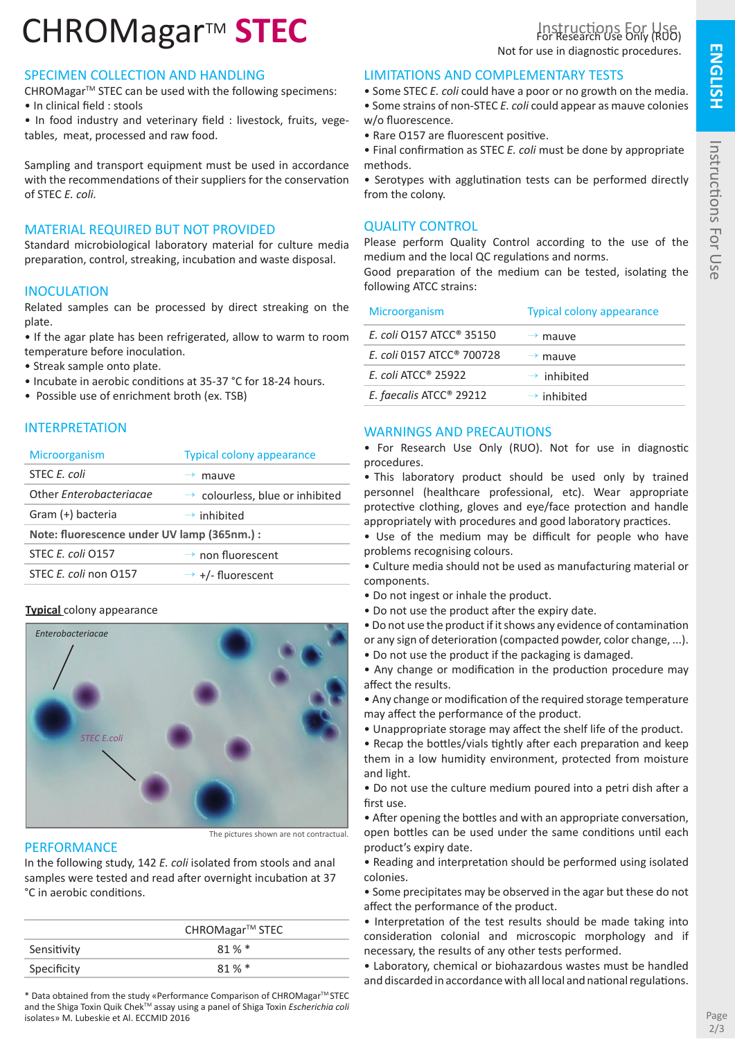# CHROMagar™ STEC

Instructions For Use

For Research Use Only (RUO)

Not for use in diagnostic procedures.

## SPECIMEN COLLECTION AND HANDLING

CHROMagar™ STEC can be used with the following specimens:

- In clinical field : stools
- In food industry and veterinary field : livestock, fruits, vegetables, meat, processed and raw food.

Sampling and transport equipment must be used in accordance with the recommendations of their suppliers for the conservation of STEC *E. coli*.

## MATERIAL REQUIRED BUT NOT PROVIDED

Standard microbiological laboratory material for culture media preparation, control, streaking, incubation and waste disposal.

## INOCULATION

Related samples can be processed by direct streaking on the plate.

- If the agar plate has been refrigerated, allow to warm to room temperature before inoculation.
- Streak sample onto plate.
- Incubate in aerobic conditions at 35-37 °C for 18-24 hours.
- Possible use of enrichment broth (ex. TSB)

## INTERPRETATION

| Microorganism | Typical colony appearance |
|---|---|
| STEC *E. coli* | → mauve |
| Other *Enterobacteriacae* | → colourless, blue or inhibited |
| Gram (+) bacteria | → inhibited |
| **Note: fluorescence under UV lamp (365nm.) :** | |
| STEC *E. coli* O157 | → non fluorescent |
| STEC *E. coli* non O157 | → +/- fluorescent |

**Typical** colony appearance

*Enterobacteriacae*

*STEC E.coli*

The pictures shown are not contractual.

## PERFORMANCE

In the following study, 142 *E. coli* isolated from stools and anal samples were tested and read after overnight incubation at 37 °C in aerobic conditions.

| | CHROMagar™ STEC |
|---|---|
| Sensitivity | 81 % * |
| Specificity | 81 % * |

\* Data obtained from the study «Performance Comparison of CHROMagar™ STEC and the Shiga Toxin Quik Chek™ assay using a panel of Shiga Toxin *Escherichia coli* isolates» M. Lubeskie et Al. ECCMID 2016

## LIMITATIONS AND COMPLEMENTARY TESTS

- Some STEC *E. coli* could have a poor or no growth on the media.
- Some strains of non-STEC *E. coli* could appear as mauve colonies w/o fluorescence.
- Rare O157 are fluorescent positive.
- Final confirmation as STEC *E. coli* must be done by appropriate methods.
- Serotypes with agglutination tests can be performed directly from the colony.

## QUALITY CONTROL

Please perform Quality Control according to the use of the medium and the local QC regulations and norms.

Good preparation of the medium can be tested, isolating the following ATCC strains:

| Microorganism | Typical colony appearance |
|---|---|
| *E. coli* O157 ATCC® 35150 | → mauve |
| *E. coli* 0157 ATCC® 700728 | → mauve |
| *E. coli* ATCC® 25922 | → inhibited |
| *E. faecalis* ATCC® 29212 | → inhibited |

## WARNINGS AND PRECAUTIONS

- For Research Use Only (RUO). Not for use in diagnostic procedures.
- This laboratory product should be used only by trained personnel (healthcare professional, etc). Wear appropriate protective clothing, gloves and eye/face protection and handle appropriately with procedures and good laboratory practices.
- Use of the medium may be difficult for people who have problems recognising colours.
- Culture media should not be used as manufacturing material or components.
- Do not ingest or inhale the product.
- Do not use the product after the expiry date.
- Do not use the product if it shows any evidence of contamination or any sign of deterioration (compacted powder, color change, ...).
- Do not use the product if the packaging is damaged.
- Any change or modification in the production procedure may affect the results.
- Any change or modification of the required storage temperature may affect the performance of the product.
- Unappropriate storage may affect the shelf life of the product.
- Recap the bottles/vials tightly after each preparation and keep them in a low humidity environment, protected from moisture and light.
- Do not use the culture medium poured into a petri dish after a first use.
- After opening the bottles and with an appropriate conversation, open bottles can be used under the same conditions until each product's expiry date.
- Reading and interpretation should be performed using isolated colonies.
- Some precipitates may be observed in the agar but these do not affect the performance of the product.
- Interpretation of the test results should be made taking into consideration colonial and microscopic morphology and if necessary, the results of any other tests performed.
- Laboratory, chemical or biohazardous wastes must be handled and discarded in accordance with all local and national regulations.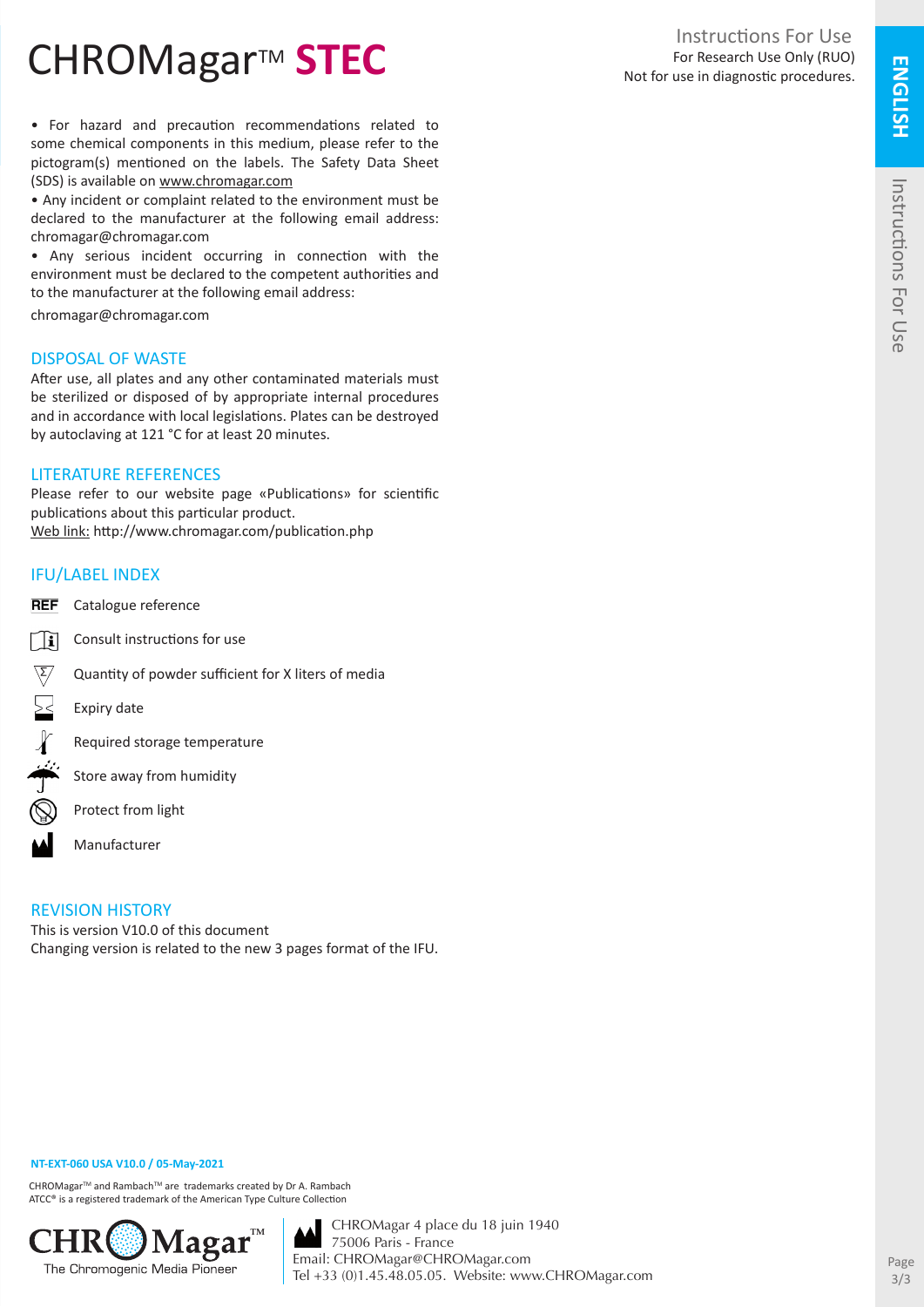• For hazard and precaution recommendations related to some chemical components in this medium, please refer to the pictogram(s) mentioned on the labels. The Safety Data Sheet (SDS) is available on www.chromagar.com
• Any incident or complaint related to the environment must be declared to the manufacturer at the following email address: chromagar@chromagar.com
• Any serious incident occurring in connection with the environment must be declared to the competent authorities and to the manufacturer at the following email address:

chromagar@chromagar.com

## DISPOSAL OF WASTE

After use, all plates and any other contaminated materials must be sterilized or disposed of by appropriate internal procedures and in accordance with local legislations. Plates can be destroyed by autoclaving at 121 °C for at least 20 minutes.

## LITERATURE REFERENCES

Please refer to our website page «Publications» for scientific publications about this particular product.
Web link: http://www.chromagar.com/publication.php

## IFU/LABEL INDEX

- REF Catalogue reference
- Consult instructions for use
- Quantity of powder sufficient for X liters of media
- Expiry date
- Required storage temperature
- Store away from humidity
- Protect from light
- Manufacturer

## REVISION HISTORY

This is version V10.0 of this document
Changing version is related to the new 3 pages format of the IFU.

**NT-EXT-060 USA V10.0 / 05-May-2021**

CHROMagar™ and Rambach™ are trademarks created by Dr A. Rambach
ATCC® is a registered trademark of the American Type Culture Collection

CHROMagar™ The Chromogenic Media Pioneer

CHROMagar 4 place du 18 juin 1940
75006 Paris - France
Email: CHROMagar@CHROMagar.com
Tel +33 (0)1.45.48.05.05. Website: www.CHROMagar.com